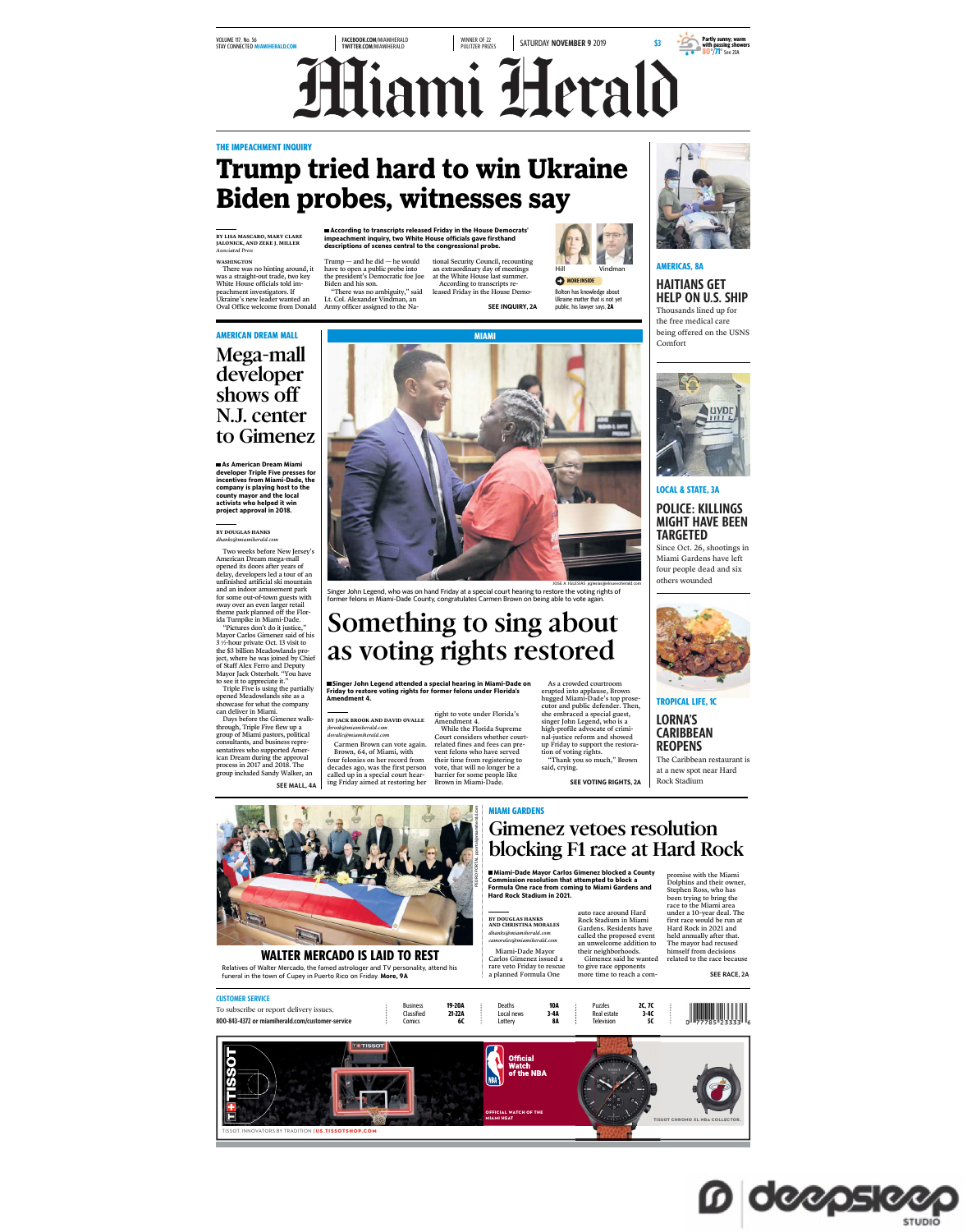VOLUME 117, No. 56
STAY CONNECTED MIAMIHERALD.COM

FACEBOOK.COM/MIAMIHERALD
TWITTER.COM/MIAMIHERALD

WINNER OF 22 PULITZER PRIZES

SATURDAY NOVEMBER 9 2019

$3

Partly sunny; warm with passing showers 80°/71° See 23A

# Miami Herald

THE IMPEACHMENT INQUIRY

## Trump tried hard to win Ukraine Biden probes, witnesses say

**■ According to transcripts released Friday in the House Democrats' impeachment inquiry, two White House officials gave firsthand descriptions of scenes central to the congressional probe.**

BY LISA MASCARO, MARY CLARE JALONICK, AND ZEKE J. MILLER
*Associated Press*

WASHINGTON

There was no hinting around, it was a straight-out trade, two key White House officials told impeachment investigators. If Ukraine's new leader wanted an Oval Office welcome from Donald Trump — and he did — he would have to open a public probe into the president's Democratic foe Joe Biden and his son.

"There was no ambiguity," said Lt. Col. Alexander Vindman, an Army officer assigned to the National Security Council, recounting an extraordinary day of meetings at the White House last summer.

According to transcripts released Friday in the House Demo-

SEE INQUIRY, 2A

Hill — Vindman

MORE INSIDE

Bolton has knowledge about Ukraine matter that is not yet public, his lawyer says, 2A

AMERICAS, 8A

### HAITIANS GET HELP ON U.S. SHIP

Thousands lined up for the free medical care being offered on the USNS Comfort

AMERICAN DREAM MALL

## Mega-mall developer shows off N.J. center to Gimenez

**■ As American Dream Miami developer Triple Five presses for incentives from Miami-Dade, the company is playing host to the county mayor and the local activists who helped it win project approval in 2018.**

BY DOUGLAS HANKS
*dhanks@miamiherald.com*

Two weeks before New Jersey's American Dream mega-mall opened its doors after years of delay, developers led a tour of an unfinished artificial ski mountain and an indoor amusement park for some out-of-town guests with sway over an even larger retail theme park planned off the Florida Turnpike in Miami-Dade.

"Pictures don't do it justice," Mayor Carlos Gimenez said of his 3 ½-hour private Oct. 13 visit to the $3 billion Meadowlands project, where he was joined by Chief of Staff Alex Ferro and Deputy Mayor Jack Osterholt. "You have to see it to appreciate it."

Triple Five is using the partially opened Meadowlands site as a showcase for what the company can deliver in Miami.

Days before the Gimenez walk-through, Triple Five flew up a group of Miami pastors, political consultants, and business representatives who supported American Dream during the approval process in 2017 and 2018. The group included Sandy Walker, an

SEE MALL, 4A

MIAMI

JOSE A. IGLESIAS jiglesias@elnuevoherald.com

Singer John Legend, who was on hand Friday at a special court hearing to restore the voting rights of former felons in Miami-Dade County, congratulates Carmen Brown on being able to vote again.

## Something to sing about as voting rights restored

**■ Singer John Legend attended a special hearing in Miami-Dade on Friday to restore voting rights for former felons under Florida's Amendment 4.**

BY JACK BROOK AND DAVID OVALLE
*jbrook@miamiherald.com*
*dovalle@miamiherald.com*

Carmen Brown can vote again.

Brown, 64, of Miami, with four felonies on her record from decades ago, was the first person called up in a special court hearing Friday aimed at restoring her right to vote under Florida's Amendment 4.

While the Florida Supreme Court considers whether court-related fines and fees can prevent felons who have served their time from registering to vote, that will no longer be a barrier for some people like Brown in Miami-Dade.

As a crowded courtroom erupted into applause, Brown hugged Miami-Dade's top prosecutor and public defender. Then, she embraced a special guest, singer John Legend, who is a high-profile advocate of criminal-justice reform and showed up Friday to support the restoration of voting rights.

"Thank you so much," Brown said, crying.

SEE VOTING RIGHTS, 2A

LOCAL & STATE, 3A

### POLICE: KILLINGS MIGHT HAVE BEEN TARGETED

Since Oct. 26, shootings in Miami Gardens have left four people dead and six others wounded

TROPICAL LIFE, 1C

### LORNA'S CARIBBEAN REOPENS

The Caribbean restaurant is at a new spot near Hard Rock Stadium

PEDRO PORTAL pportal@miamiherald.com

### WALTER MERCADO IS LAID TO REST

Relatives of Walter Mercado, the famed astrologer and TV personality, attend his funeral in the town of Cupey in Puerto Rico on Friday. **More, 9A**

MIAMI GARDENS

## Gimenez vetoes resolution blocking F1 race at Hard Rock

**■ Miami-Dade Mayor Carlos Gimenez blocked a County Commission resolution that attempted to block a Formula One race from coming to Miami Gardens and Hard Rock Stadium in 2021.**

BY DOUGLAS HANKS AND CHRISTINA MORALES
*dhanks@miamiherald.com*
*camorales@miamiherald.com*

Miami-Dade Mayor Carlos Gimenez issued a rare veto Friday to rescue a planned Formula One auto race around Hard Rock Stadium in Miami Gardens. Residents have called the proposed event an unwelcome addition to their neighborhoods.

Gimenez said he wanted to give race opponents more time to reach a compromise with the Miami Dolphins and their owner, Stephen Ross, who has been trying to bring the race to the Miami area under a 10-year deal. The first race would be run at Hard Rock in 2021 and held annually after that. The mayor had recused himself from decisions related to the race because

SEE RACE, 2A

CUSTOMER SERVICE

To subscribe or report delivery issues,
800-843-4372 or miamiherald.com/customer-service

| | | | | | |
|---|---|---|---|---|---|
| Business | 19-20A | Deaths | 10A | Puzzles | 2C, 7C |
| Classified | 21-22A | Local news | 3-4A | Real estate | 3-4C |
| Comics | 6C | Lottery | 8A | Television | 5C |

TISSOT — Official Watch of the NBA — OFFICIAL WATCH OF THE MIAMI HEAT — TISSOT CHRONO XL NBA COLLECTOR. TISSOT, INNOVATORS BY TRADITION | US.TISSOTSHOP.COM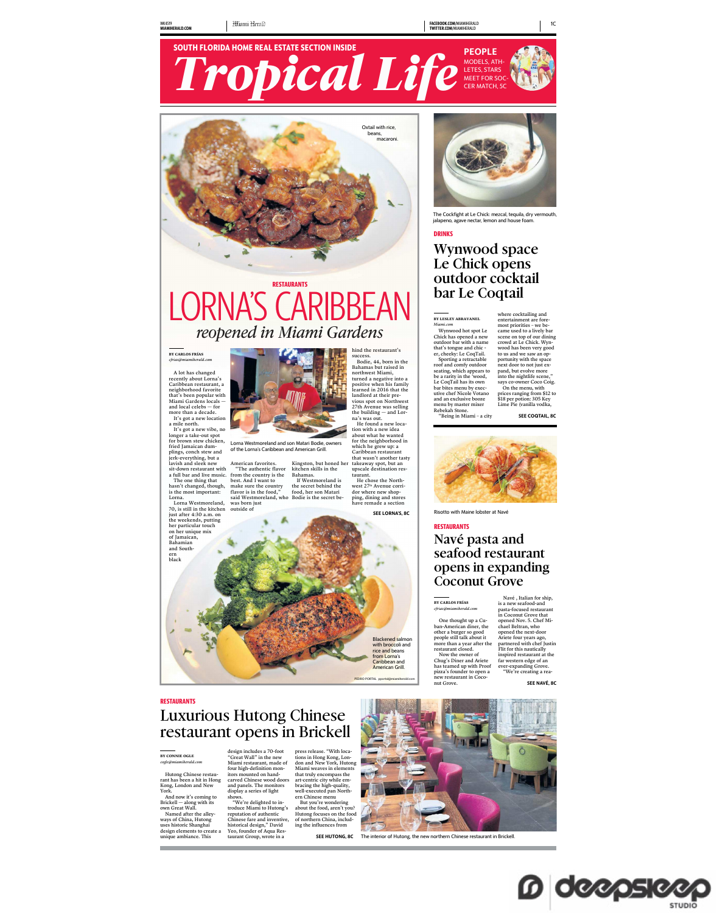SOUTH FLORIDA HOME REAL ESTATE SECTION INSIDE

# Tropical Life

PEOPLE
MODELS, ATHLETES, STARS MEET FOR SOCCER MATCH, 5C

Oxtail with rice, beans, macaroni.

RESTAURANTS

## LORNA'S CARIBBEAN

### *reopened in Miami Gardens*

BY CARLOS FRÍAS
*cfrias@miamiherald.com*

A lot has changed recently about Lorna's Caribbean restaurant, a neighborhood favorite that's been popular with Miami Gardens locals — and local celebs — for more than a decade.

It's got a new location a mile north.

It's got a new vibe, no longer a take-out spot for brown stew chicken, fried Jamaican dumplings, conch stew and jerk-everything, but a lavish and sleek new sit-down restaurant with a full bar and live music.

The one thing that hasn't changed, though, is the most important: Lorna.

Lorna Westmoreland, 70, is still in the kitchen just after 4:30 a.m. on the weekends, putting her particular touch on her unique mix of Jamaican, Bahamian and Southern black American favorites.

"The authentic flavor from the country is the best. And I want to make sure the country flavor is in the food," said Westmoreland, who was born just outside of Kingston, but honed her kitchen skills in the Bahamas.

If Westmoreland is the secret behind the food, her son Matari Bodie is the secret behind the restaurant's success.

Bodie, 44, born in the Bahamas but raised in northwest Miami, turned a negative into a positive when his family learned in 2016 that the landlord at their previous spot on Northwest 27th Avenue was selling the building — and Lorna's was out.

He found a new location with a new idea about what he wanted for the neighborhood in which he grew up: a Caribbean restaurant that wasn't another tasty takeaway spot, but an upscale destination restaurant.

He chose the Northwest 27th Avenue corridor where new shopping, dining and stores have remade a section

SEE LORNA'S, 8C

Lorna Westmoreland and son Matari Bodie, owners of the Lorna's Caribbean and American Grill.

Blackened salmon with broccoli and rice and beans from Lorna's Caribbean and American Grill.

PEDRO PORTAL pportal@miamiherald.com

The Cockfight at Le Chick: mezcal, tequila, dry vermouth, jalapeno, agave nectar, lemon and house foam.

DRINKS

## Wynwood space Le Chick opens outdoor cocktail bar Le Coqtail

BY LESLEY ABRAVANEL
*Miami.com*

Wynwood hot spot Le Chick has opened a new outdoor bar with a name that's tongue and chic - er, cheeky: Le CoqTail.

Sporting a retractable roof and comfy outdoor seating, which appears to be a rarity in the 'wood, Le CoqTail has its own bar bites menu by executive chef Nicole Votano and an exclusive booze menu by master mixer Rebekah Stone.

"Being in Miami – a city where cocktailing and entertainment are foremost priorities - we became used to a lively bar scene on top of our dining crowd at Le Chick. Wynwood has been very good to us and we saw an opportunity with the space next door to not just expand, but evolve more into the nightlife scene," says co-owner Coco Coig.

On the menu, with prices ranging from $12 to $18 per potion: 305 Key Lime Pie (vanilla vodka,

SEE COQTAIL, 8C

Risotto with Maine lobster at Navé

RESTAURANTS

## Navé pasta and seafood restaurant opens in expanding Coconut Grove

BY CARLOS FRÍAS
*cfrias@miamiherald.com*

One thought up a Cuban-American diner, the other a burger so good people still talk about it more than a year after the restaurant closed.

Now the owner of Chug's Diner and Ariete has teamed up with Proof pizza's founder to open a new restaurant in Coconut Grove.

Navé , Italian for ship, is a new seafood-and pasta-focused restaurant in Coconut Grove that opened Nov. 5. Chef Michael Beltran, who opened the next-door Ariete four years ago, partnered with chef Justin Flit for this nautically inspired restaurant at the far western edge of an ever-expanding Grove.

"We're creating a rea-

SEE NAVÉ, 8C

RESTAURANTS

## Luxurious Hutong Chinese restaurant opens in Brickell

BY CONNIE OGLE
*cogle@miamiherald.com*

Hutong Chinese restaurant has been a hit in Hong Kong, London and New York.

And now it's coming to Brickell — along with its own Great Wall.

Named after the alleyways of China, Hutong uses historic Shanghai design elements to create a unique ambiance. This design includes a 70-foot "Great Wall" in the new Miami restaurant, made of four high-definition monitors mounted on hand-carved Chinese wood doors and panels. The monitors display a series of light shows.

"We're delighted to introduce Miami to Hutong's reputation of authentic Chinese fare and inventive, historical design," David Yeo, founder of Aqua Restaurant Group, wrote in a press release. "With locations in Hong Kong, London and New York, Hutong Miami weaves in elements that truly encompass the art-centric city while embracing the high-quality, well-executed pan Northern Chinese menu

But you're wondering about the food, aren't you? Hutong focuses on the food of northern China, including the influences from

SEE HUTONG, 8C

The interior of Hutong, the new northern Chinese restaurant in Brickell.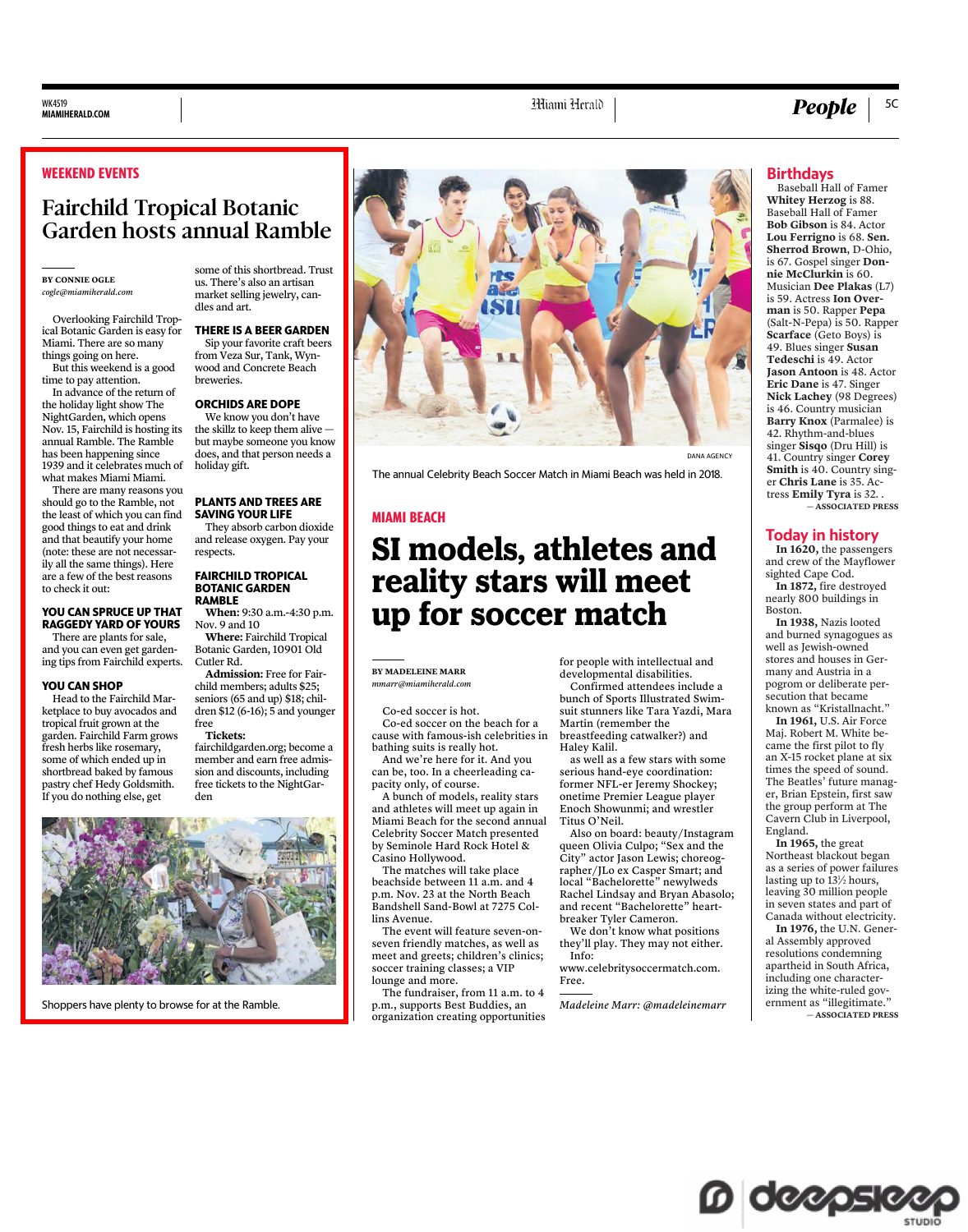WEEKEND EVENTS

# Fairchild Tropical Botanic Garden hosts annual Ramble

BY CONNIE OGLE
*cogle@miamiherald.com*

Overlooking Fairchild Tropical Botanic Garden is easy for Miami. There are so many things going on here.

But this weekend is a good time to pay attention.

In advance of the return of the holiday light show The NightGarden, which opens Nov. 15, Fairchild is hosting its annual Ramble. The Ramble has been happening since 1939 and it celebrates much of what makes Miami Miami.

There are many reasons you should go to the Ramble, not the least of which you can find good things to eat and drink and that beautify your home (note: these are not necessarily all the same things). Here are a few of the best reasons to check it out:

### YOU CAN SPRUCE UP THAT RAGGEDY YARD OF YOURS

There are plants for sale, and you can even get gardening tips from Fairchild experts.

### YOU CAN SHOP

Head to the Fairchild Marketplace to buy avocados and tropical fruit grown at the garden. Fairchild Farm grows fresh herbs like rosemary, some of which ended up in shortbread baked by famous pastry chef Hedy Goldsmith. If you do nothing else, get some of this shortbread. Trust us. There's also an artisan market selling jewelry, candles and art.

### THERE IS A BEER GARDEN

Sip your favorite craft beers from Veza Sur, Tank, Wynwood and Concrete Beach breweries.

### ORCHIDS ARE DOPE

We know you don't have the skillz to keep them alive — but maybe someone you know does, and that person needs a holiday gift.

### PLANTS AND TREES ARE SAVING YOUR LIFE

They absorb carbon dioxide and release oxygen. Pay your respects.

### FAIRCHILD TROPICAL BOTANIC GARDEN RAMBLE

**When:** 9:30 a.m.-4:30 p.m. Nov. 9 and 10

**Where:** Fairchild Tropical Botanic Garden, 10901 Old Cutler Rd.

**Admission:** Free for Fairchild members; adults $25; seniors (65 and up) $18; children $12 (6-16); 5 and younger free

**Tickets:** fairchildgarden.org; become a member and earn free admission and discounts, including free tickets to the NightGarden

Shoppers have plenty to browse for at the Ramble.

DANA AGENCY

The annual Celebrity Beach Soccer Match in Miami Beach was held in 2018.

MIAMI BEACH

# SI models, athletes and reality stars will meet up for soccer match

BY MADELEINE MARR
*mmarr@miamiherald.com*

Co-ed soccer is hot.

Co-ed soccer on the beach for a cause with famous-ish celebrities in bathing suits is really hot.

And we're here for it. And you can be, too. In a cheerleading capacity only, of course.

A bunch of models, reality stars and athletes will meet up again in Miami Beach for the second annual Celebrity Soccer Match presented by Seminole Hard Rock Hotel & Casino Hollywood.

The matches will take place beachside between 11 a.m. and 4 p.m. Nov. 23 at the North Beach Bandshell Sand-Bowl at 7275 Collins Avenue.

The event will feature seven-on-seven friendly matches, as well as meet and greets; children's clinics; soccer training classes; a VIP lounge and more.

The fundraiser, from 11 a.m. to 4 p.m., supports Best Buddies, an organization creating opportunities for people with intellectual and developmental disabilities.

Confirmed attendees include a bunch of Sports Illustrated Swimsuit stunners like Tara Yazdi, Mara Martin (remember the breastfeeding catwalker?) and Haley Kalil.

as well as a few stars with some serious hand-eye coordination: former NFL-er Jeremy Shockey; onetime Premier League player Enoch Showunmi; and wrestler Titus O'Neil.

Also on board: beauty/Instagram queen Olivia Culpo; "Sex and the City" actor Jason Lewis; choreographer/JLo ex Casper Smart; and local "Bachelorette" newlyweds Rachel Lindsay and Bryan Abasolo; and recent "Bachelorette" heartbreaker Tyler Cameron.

We don't know what positions they'll play. They may not either.

Info: www.celebritysoccermatch.com. Free.

*Madeleine Marr: @madeleinemarr*

## Birthdays

Baseball Hall of Famer **Whitey Herzog** is 88. Baseball Hall of Famer **Bob Gibson** is 84. Actor **Lou Ferrigno** is 68. **Sen. Sherrod Brown**, D-Ohio, is 67. Gospel singer **Donnie McClurkin** is 60. Musician **Dee Plakas** (L7) is 59. Actress **Ion Overman** is 50. Rapper **Pepa** (Salt-N-Pepa) is 50. Rapper **Scarface** (Geto Boys) is 49. Blues singer **Susan Tedeschi** is 49. Actor **Jason Antoon** is 48. Actor **Eric Dane** is 47. Singer **Nick Lachey** (98 Degrees) is 46. Country musician **Barry Knox** (Parmalee) is 42. Rhythm-and-blues singer **Sisqo** (Dru Hill) is 41. Country singer **Corey Smith** is 40. Country singer **Chris Lane** is 35. Actress **Emily Tyra** is 32. .

— ASSOCIATED PRESS

## Today in history

**In 1620,** the passengers and crew of the Mayflower sighted Cape Cod.

**In 1872,** fire destroyed nearly 800 buildings in Boston.

**In 1938,** Nazis looted and burned synagogues as well as Jewish-owned stores and houses in Germany and Austria in a pogrom or deliberate persecution that became known as "Kristallnacht."

**In 1961,** U.S. Air Force Maj. Robert M. White became the first pilot to fly an X-15 rocket plane at six times the speed of sound. The Beatles' future manager, Brian Epstein, first saw the group perform at The Cavern Club in Liverpool, England.

**In 1965,** the great Northeast blackout began as a series of power failures lasting up to 13½ hours, leaving 30 million people in seven states and part of Canada without electricity.

**In 1976,** the U.N. General Assembly approved resolutions condemning apartheid in South Africa, including one characterizing the white-ruled government as "illegitimate."

— ASSOCIATED PRESS